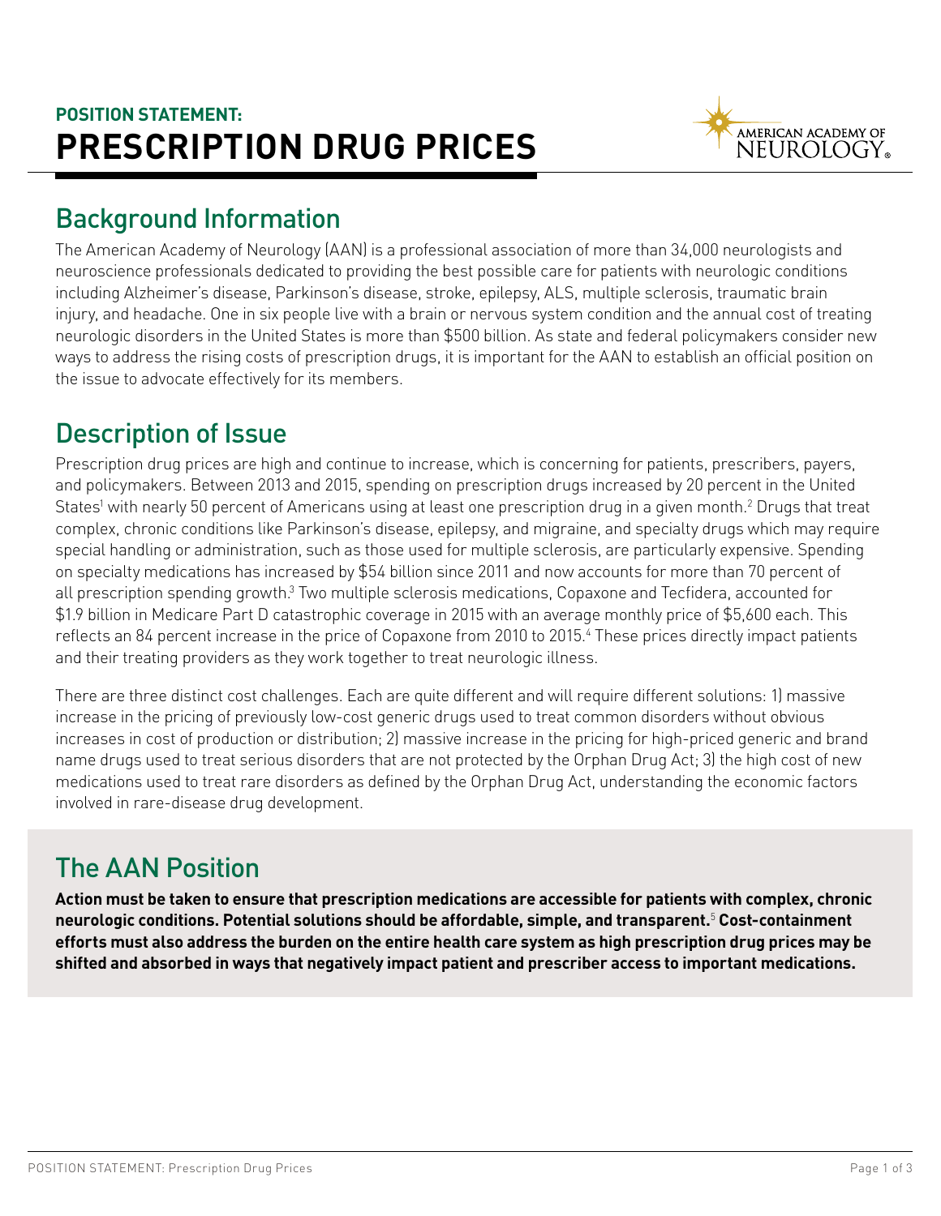**POSITION STATEMENT:**

# PRESCRIPTION DRUG PRICES

## Background Information

The American Academy of Neurology (AAN) is a professional association of more than 34,000 neurologists and neuroscience professionals dedicated to providing the best possible care for patients with neurologic conditions including Alzheimer's disease, Parkinson's disease, stroke, epilepsy, ALS, multiple sclerosis, traumatic brain injury, and headache. One in six people live with a brain or nervous system condition and the annual cost of treating neurologic disorders in the United States is more than $500 billion. As state and federal policymakers consider new ways to address the rising costs of prescription drugs, it is important for the AAN to establish an official position on the issue to advocate effectively for its members.

## Description of Issue

Prescription drug prices are high and continue to increase, which is concerning for patients, prescribers, payers, and policymakers. Between 2013 and 2015, spending on prescription drugs increased by 20 percent in the United States[1] with nearly 50 percent of Americans using at least one prescription drug in a given month.[2] Drugs that treat complex, chronic conditions like Parkinson's disease, epilepsy, and migraine, and specialty drugs which may require special handling or administration, such as those used for multiple sclerosis, are particularly expensive. Spending on specialty medications has increased by $54 billion since 2011 and now accounts for more than 70 percent of all prescription spending growth.[3] Two multiple sclerosis medications, Copaxone and Tecfidera, accounted for $1.9 billion in Medicare Part D catastrophic coverage in 2015 with an average monthly price of $5,600 each. This reflects an 84 percent increase in the price of Copaxone from 2010 to 2015.[4] These prices directly impact patients and their treating providers as they work together to treat neurologic illness.

There are three distinct cost challenges. Each are quite different and will require different solutions: 1) massive increase in the pricing of previously low-cost generic drugs used to treat common disorders without obvious increases in cost of production or distribution; 2) massive increase in the pricing for high-priced generic and brand name drugs used to treat serious disorders that are not protected by the Orphan Drug Act; 3) the high cost of new medications used to treat rare disorders as defined by the Orphan Drug Act, understanding the economic factors involved in rare-disease drug development.

## The AAN Position

**Action must be taken to ensure that prescription medications are accessible for patients with complex, chronic neurologic conditions. Potential solutions should be affordable, simple, and transparent.[5] Cost-containment efforts must also address the burden on the entire health care system as high prescription drug prices may be shifted and absorbed in ways that negatively impact patient and prescriber access to important medications.**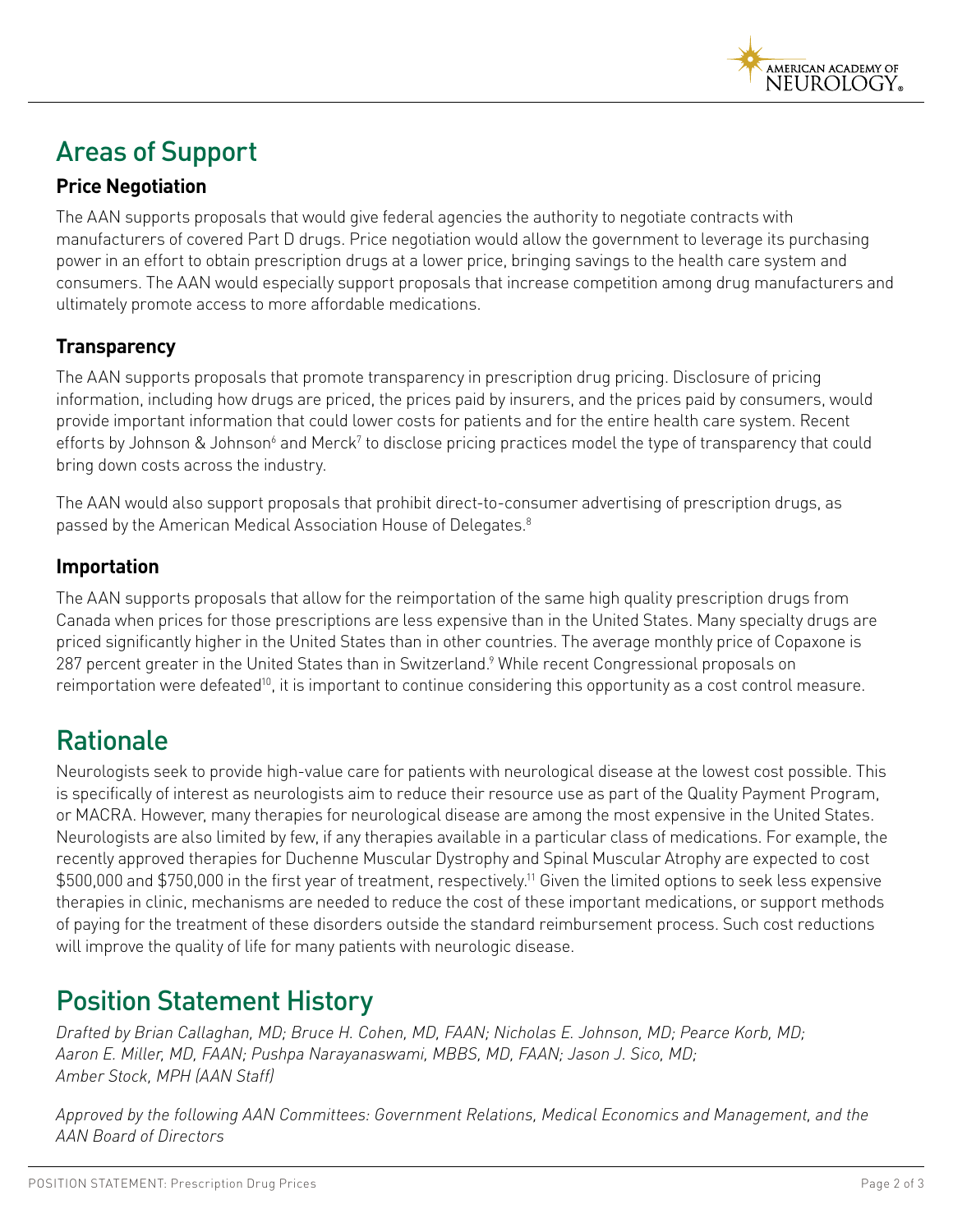## Areas of Support

### Price Negotiation

The AAN supports proposals that would give federal agencies the authority to negotiate contracts with manufacturers of covered Part D drugs. Price negotiation would allow the government to leverage its purchasing power in an effort to obtain prescription drugs at a lower price, bringing savings to the health care system and consumers. The AAN would especially support proposals that increase competition among drug manufacturers and ultimately promote access to more affordable medications.

### Transparency

The AAN supports proposals that promote transparency in prescription drug pricing. Disclosure of pricing information, including how drugs are priced, the prices paid by insurers, and the prices paid by consumers, would provide important information that could lower costs for patients and for the entire health care system. Recent efforts by Johnson & Johnson[6] and Merck[7] to disclose pricing practices model the type of transparency that could bring down costs across the industry.

The AAN would also support proposals that prohibit direct-to-consumer advertising of prescription drugs, as passed by the American Medical Association House of Delegates.[8]

### Importation

The AAN supports proposals that allow for the reimportation of the same high quality prescription drugs from Canada when prices for those prescriptions are less expensive than in the United States. Many specialty drugs are priced significantly higher in the United States than in other countries. The average monthly price of Copaxone is 287 percent greater in the United States than in Switzerland.[9] While recent Congressional proposals on reimportation were defeated[10], it is important to continue considering this opportunity as a cost control measure.

## Rationale

Neurologists seek to provide high-value care for patients with neurological disease at the lowest cost possible. This is specifically of interest as neurologists aim to reduce their resource use as part of the Quality Payment Program, or MACRA. However, many therapies for neurological disease are among the most expensive in the United States. Neurologists are also limited by few, if any therapies available in a particular class of medications. For example, the recently approved therapies for Duchenne Muscular Dystrophy and Spinal Muscular Atrophy are expected to cost $500,000 and $750,000 in the first year of treatment, respectively.[11] Given the limited options to seek less expensive therapies in clinic, mechanisms are needed to reduce the cost of these important medications, or support methods of paying for the treatment of these disorders outside the standard reimbursement process. Such cost reductions will improve the quality of life for many patients with neurologic disease.

## Position Statement History

*Drafted by Brian Callaghan, MD; Bruce H. Cohen, MD, FAAN; Nicholas E. Johnson, MD; Pearce Korb, MD; Aaron E. Miller, MD, FAAN; Pushpa Narayanaswami, MBBS, MD, FAAN; Jason J. Sico, MD; Amber Stock, MPH (AAN Staff)*

*Approved by the following AAN Committees: Government Relations, Medical Economics and Management, and the AAN Board of Directors*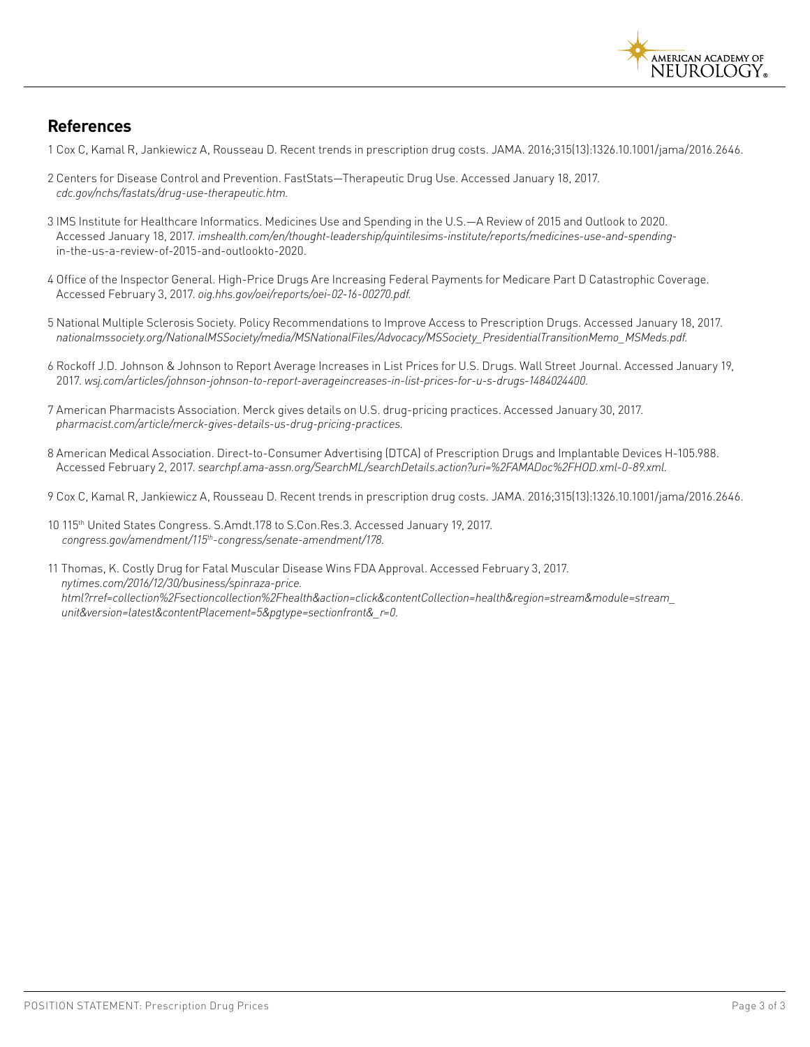## References

1 Cox C, Kamal R, Jankiewicz A, Rousseau D. Recent trends in prescription drug costs. JAMA. 2016;315(13):1326.10.1001/jama/2016.2646.

2 Centers for Disease Control and Prevention. FastStats—Therapeutic Drug Use. Accessed January 18, 2017. *cdc.gov/nchs/fastats/drug-use-therapeutic.htm.*

3 IMS Institute for Healthcare Informatics. Medicines Use and Spending in the U.S.—A Review of 2015 and Outlook to 2020. Accessed January 18, 2017. *imshealth.com/en/thought-leadership/quintilesims-institute/reports/medicines-use-and-spending-*in-the-us-a-review-of-2015-and-outlookto-2020.

4 Office of the Inspector General. High-Price Drugs Are Increasing Federal Payments for Medicare Part D Catastrophic Coverage. Accessed February 3, 2017. *oig.hhs.gov/oei/reports/oei-02-16-00270.pdf.*

5 National Multiple Sclerosis Society. Policy Recommendations to Improve Access to Prescription Drugs. Accessed January 18, 2017. *nationalmssociety.org/NationalMSSociety/media/MSNationalFiles/Advocacy/MSSociety_PresidentialTransitionMemo_MSMeds.pdf.*

6 Rockoff J.D. Johnson & Johnson to Report Average Increases in List Prices for U.S. Drugs. Wall Street Journal. Accessed January 19, 2017. *wsj.com/articles/johnson-johnson-to-report-averageincreases-in-list-prices-for-u-s-drugs-1484024400.*

7 American Pharmacists Association. Merck gives details on U.S. drug-pricing practices. Accessed January 30, 2017. *pharmacist.com/article/merck-gives-details-us-drug-pricing-practices.*

8 American Medical Association. Direct-to-Consumer Advertising (DTCA) of Prescription Drugs and Implantable Devices H-105.988. Accessed February 2, 2017. *searchpf.ama-assn.org/SearchML/searchDetails.action?uri=%2FAMADoc%2FHOD.xml-0-89.xml.*

9 Cox C, Kamal R, Jankiewicz A, Rousseau D. Recent trends in prescription drug costs. JAMA. 2016;315(13):1326.10.1001/jama/2016.2646.

10 115th United States Congress. S.Amdt.178 to S.Con.Res.3. Accessed January 19, 2017. *congress.gov/amendment/115th-congress/senate-amendment/178.*

11 Thomas, K. Costly Drug for Fatal Muscular Disease Wins FDA Approval. Accessed February 3, 2017. *nytimes.com/2016/12/30/business/spinraza-price.html?rref=collection%2Fsectioncollection%2Fhealth&action=click&contentCollection=health&region=stream&module=stream_unit&version=latest&contentPlacement=5&pgtype=sectionfront&_r=0.*